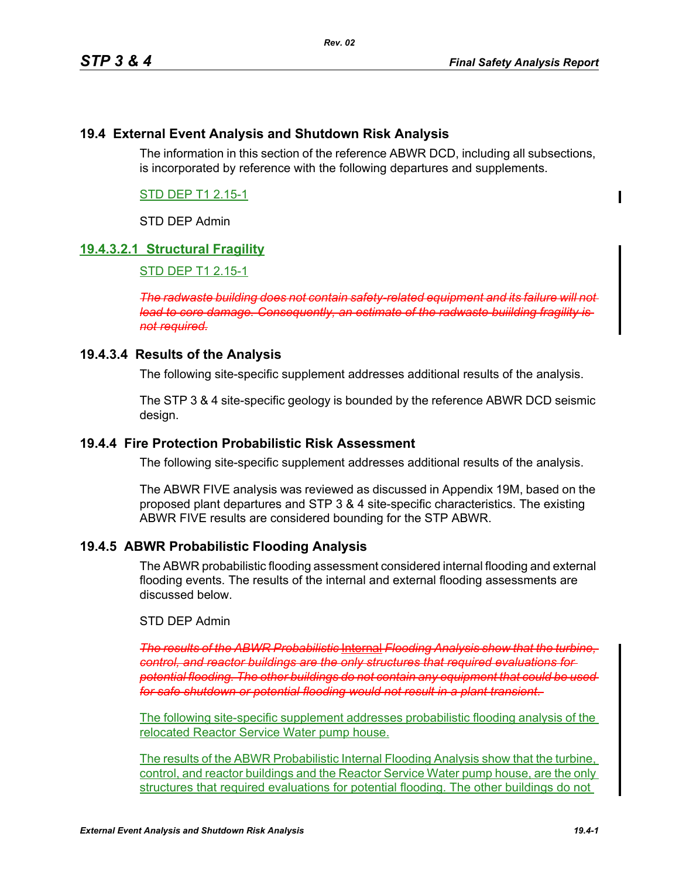## 19.4 External Event Analysis and Shutdown Risk Analysis

The information in this section of the reference ABWR DCD, including all subsections, is incorporated by reference with the following departures and supplements.

STD DEP T1 2.15-1

STD DEP Admin

### 19.4.3.2.1 Structural Fragility

STD DEP T1 2.15-1

~~*The radwaste building does not contain safety-related equipment and its failure will not lead to core damage. Consequently, an estimate of the radwaste buiilding fragility is not required.*~~

### 19.4.3.4 Results of the Analysis

The following site-specific supplement addresses additional results of the analysis.

The STP 3 & 4 site-specific geology is bounded by the reference ABWR DCD seismic design.

## 19.4.4 Fire Protection Probabilistic Risk Assessment

The following site-specific supplement addresses additional results of the analysis.

The ABWR FIVE analysis was reviewed as discussed in Appendix 19M, based on the proposed plant departures and STP 3 & 4 site-specific characteristics. The existing ABWR FIVE results are considered bounding for the STP ABWR.

## 19.4.5 ABWR Probabilistic Flooding Analysis

The ABWR probabilistic flooding assessment considered internal flooding and external flooding events. The results of the internal and external flooding assessments are discussed below.

STD DEP Admin

~~*The results of the ABWR Probabilistic*~~ Internal ~~*Flooding Analysis show that the turbine, control, and reactor buildings are the only structures that required evaluations for potential flooding. The other buildings do not contain any equipment that could be used for safe shutdown or potential flooding would not result in a plant transient.*~~

The following site-specific supplement addresses probabilistic flooding analysis of the relocated Reactor Service Water pump house.

The results of the ABWR Probabilistic Internal Flooding Analysis show that the turbine, control, and reactor buildings and the Reactor Service Water pump house, are the only structures that required evaluations for potential flooding. The other buildings do not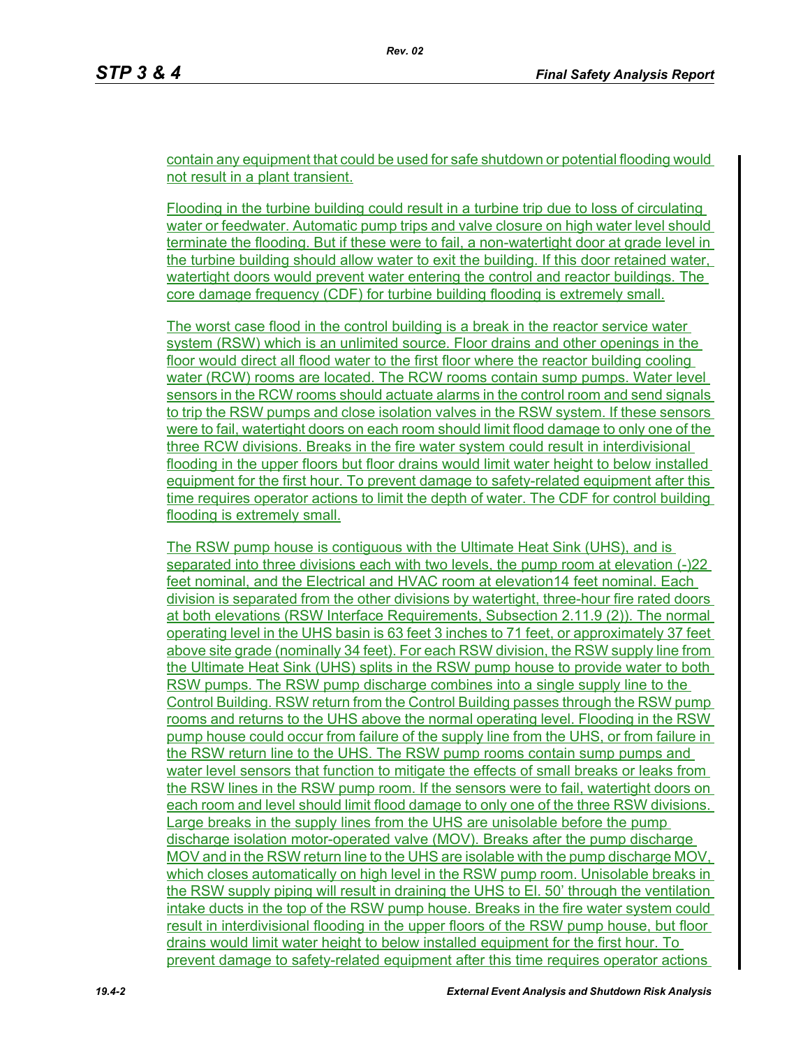contain any equipment that could be used for safe shutdown or potential flooding would not result in a plant transient.

Flooding in the turbine building could result in a turbine trip due to loss of circulating water or feedwater. Automatic pump trips and valve closure on high water level should terminate the flooding. But if these were to fail, a non-watertight door at grade level in the turbine building should allow water to exit the building. If this door retained water, watertight doors would prevent water entering the control and reactor buildings. The core damage frequency (CDF) for turbine building flooding is extremely small.

The worst case flood in the control building is a break in the reactor service water system (RSW) which is an unlimited source. Floor drains and other openings in the floor would direct all flood water to the first floor where the reactor building cooling water (RCW) rooms are located. The RCW rooms contain sump pumps. Water level sensors in the RCW rooms should actuate alarms in the control room and send signals to trip the RSW pumps and close isolation valves in the RSW system. If these sensors were to fail, watertight doors on each room should limit flood damage to only one of the three RCW divisions. Breaks in the fire water system could result in interdivisional flooding in the upper floors but floor drains would limit water height to below installed equipment for the first hour. To prevent damage to safety-related equipment after this time requires operator actions to limit the depth of water. The CDF for control building flooding is extremely small.

The RSW pump house is contiguous with the Ultimate Heat Sink (UHS), and is separated into three divisions each with two levels, the pump room at elevation (-)22 feet nominal, and the Electrical and HVAC room at elevation14 feet nominal. Each division is separated from the other divisions by watertight, three-hour fire rated doors at both elevations (RSW Interface Requirements, Subsection 2.11.9 (2)). The normal operating level in the UHS basin is 63 feet 3 inches to 71 feet, or approximately 37 feet above site grade (nominally 34 feet). For each RSW division, the RSW supply line from the Ultimate Heat Sink (UHS) splits in the RSW pump house to provide water to both RSW pumps. The RSW pump discharge combines into a single supply line to the Control Building. RSW return from the Control Building passes through the RSW pump rooms and returns to the UHS above the normal operating level. Flooding in the RSW pump house could occur from failure of the supply line from the UHS, or from failure in the RSW return line to the UHS. The RSW pump rooms contain sump pumps and water level sensors that function to mitigate the effects of small breaks or leaks from the RSW lines in the RSW pump room. If the sensors were to fail, watertight doors on each room and level should limit flood damage to only one of the three RSW divisions. Large breaks in the supply lines from the UHS are unisolable before the pump discharge isolation motor-operated valve (MOV). Breaks after the pump discharge MOV and in the RSW return line to the UHS are isolable with the pump discharge MOV, which closes automatically on high level in the RSW pump room. Unisolable breaks in the RSW supply piping will result in draining the UHS to El. 50' through the ventilation intake ducts in the top of the RSW pump house. Breaks in the fire water system could result in interdivisional flooding in the upper floors of the RSW pump house, but floor drains would limit water height to below installed equipment for the first hour. To prevent damage to safety-related equipment after this time requires operator actions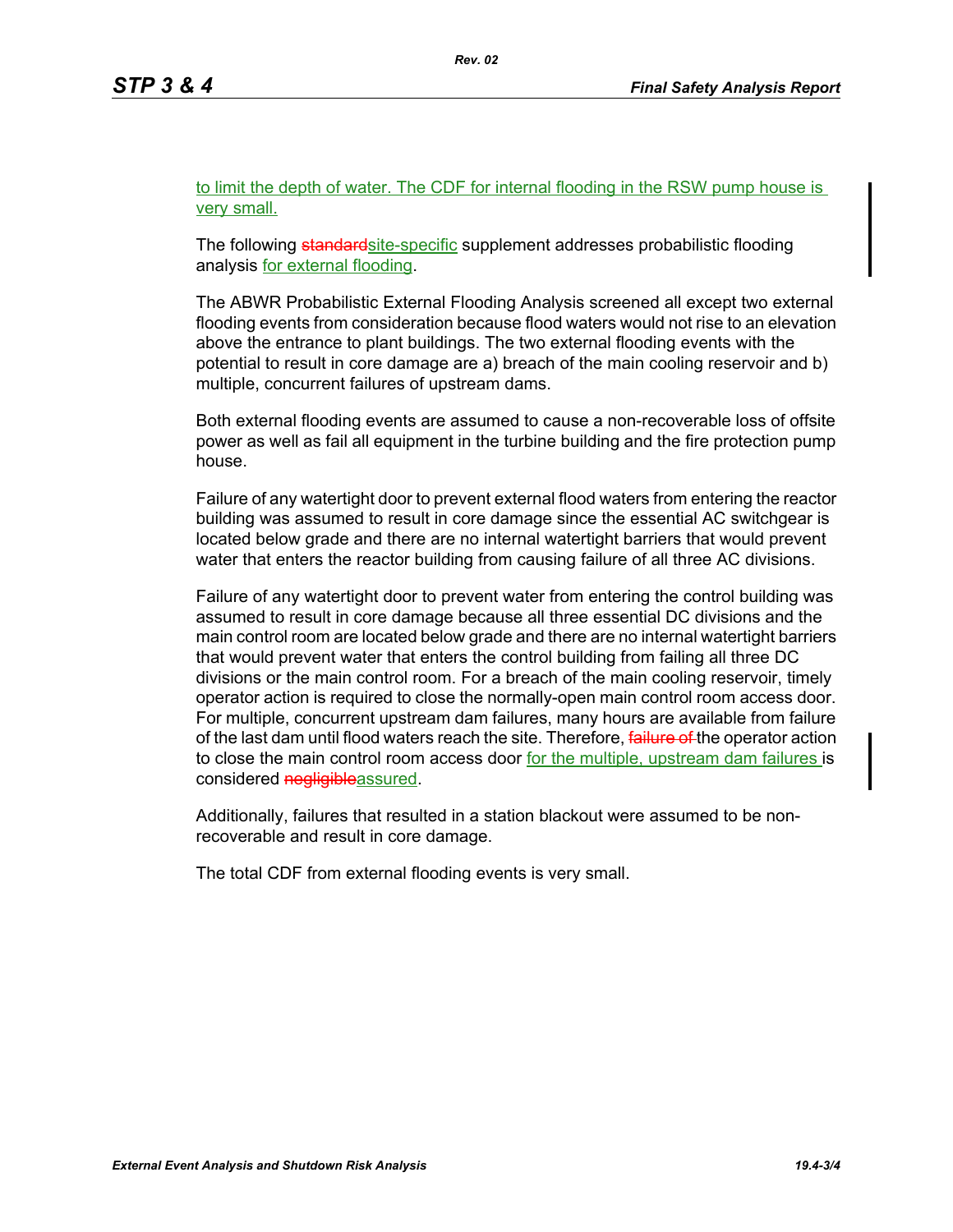to limit the depth of water. The CDF for internal flooding in the RSW pump house is very small.

The following ~~standard~~site-specific supplement addresses probabilistic flooding analysis for external flooding.

The ABWR Probabilistic External Flooding Analysis screened all except two external flooding events from consideration because flood waters would not rise to an elevation above the entrance to plant buildings. The two external flooding events with the potential to result in core damage are a) breach of the main cooling reservoir and b) multiple, concurrent failures of upstream dams.

Both external flooding events are assumed to cause a non-recoverable loss of offsite power as well as fail all equipment in the turbine building and the fire protection pump house.

Failure of any watertight door to prevent external flood waters from entering the reactor building was assumed to result in core damage since the essential AC switchgear is located below grade and there are no internal watertight barriers that would prevent water that enters the reactor building from causing failure of all three AC divisions.

Failure of any watertight door to prevent water from entering the control building was assumed to result in core damage because all three essential DC divisions and the main control room are located below grade and there are no internal watertight barriers that would prevent water that enters the control building from failing all three DC divisions or the main control room. For a breach of the main cooling reservoir, timely operator action is required to close the normally-open main control room access door. For multiple, concurrent upstream dam failures, many hours are available from failure of the last dam until flood waters reach the site. Therefore, ~~failure of~~ the operator action to close the main control room access door for the multiple, upstream dam failures is considered ~~negligible~~assured.

Additionally, failures that resulted in a station blackout were assumed to be non-recoverable and result in core damage.

The total CDF from external flooding events is very small.